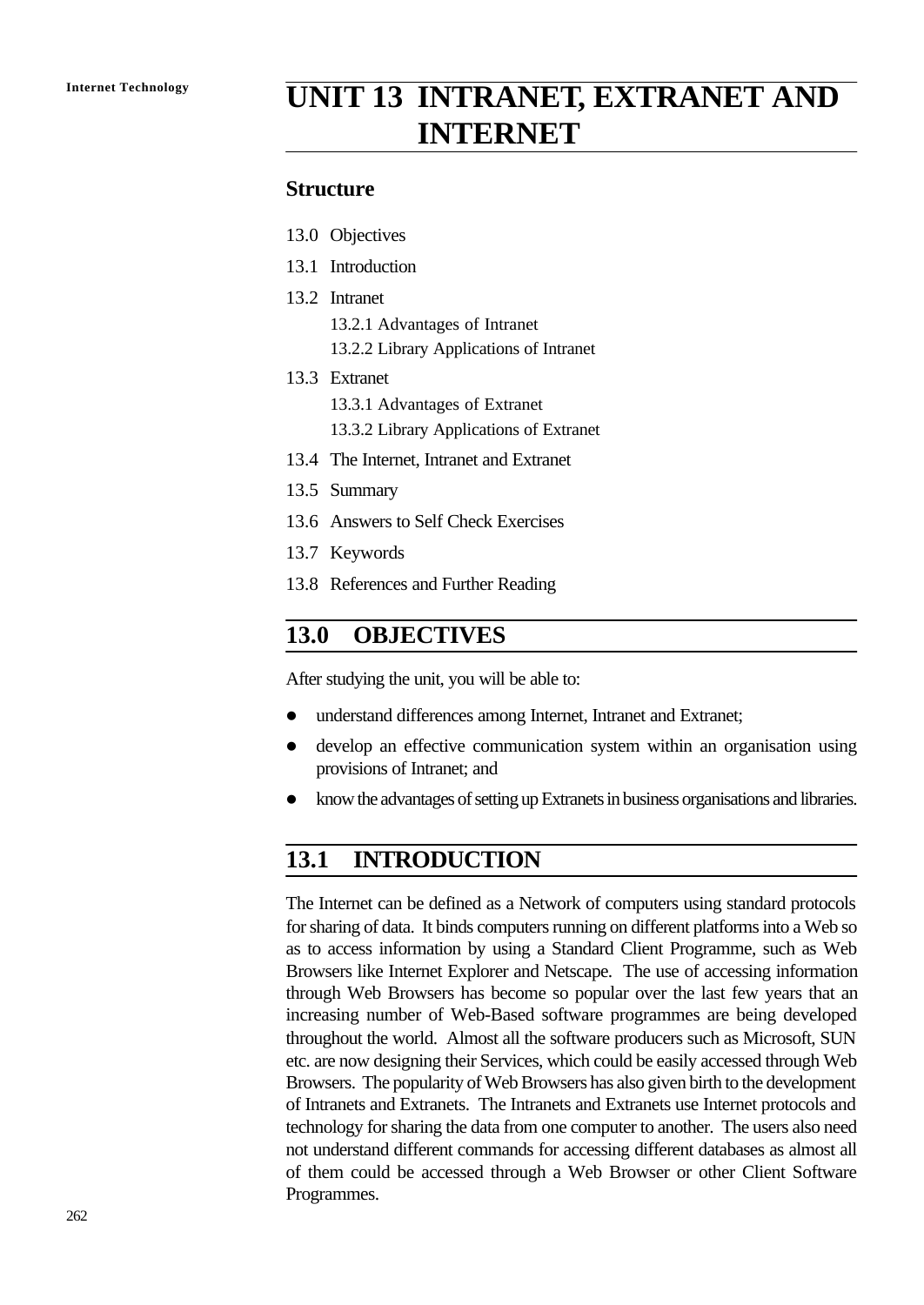# UNIT 13 INTRANET, EXTRANET AND INTERNET

## Structure

13.0 Objectives

13.1 Introduction

13.2 Intranet

- 13.2.1 Advantages of Intranet
- 13.2.2 Library Applications of Intranet

13.3 Extranet

- 13.3.1 Advantages of Extranet
- 13.3.2 Library Applications of Extranet

13.4 The Internet, Intranet and Extranet

13.5 Summary

13.6 Answers to Self Check Exercises

13.7 Keywords

13.8 References and Further Reading

## 13.0 OBJECTIVES

After studying the unit, you will be able to:

- understand differences among Internet, Intranet and Extranet;
- develop an effective communication system within an organisation using provisions of Intranet; and
- know the advantages of setting up Extranets in business organisations and libraries.

## 13.1 INTRODUCTION

The Internet can be defined as a Network of computers using standard protocols for sharing of data. It binds computers running on different platforms into a Web so as to access information by using a Standard Client Programme, such as Web Browsers like Internet Explorer and Netscape. The use of accessing information through Web Browsers has become so popular over the last few years that an increasing number of Web-Based software programmes are being developed throughout the world. Almost all the software producers such as Microsoft, SUN etc. are now designing their Services, which could be easily accessed through Web Browsers. The popularity of Web Browsers has also given birth to the development of Intranets and Extranets. The Intranets and Extranets use Internet protocols and technology for sharing the data from one computer to another. The users also need not understand different commands for accessing different databases as almost all of them could be accessed through a Web Browser or other Client Software Programmes.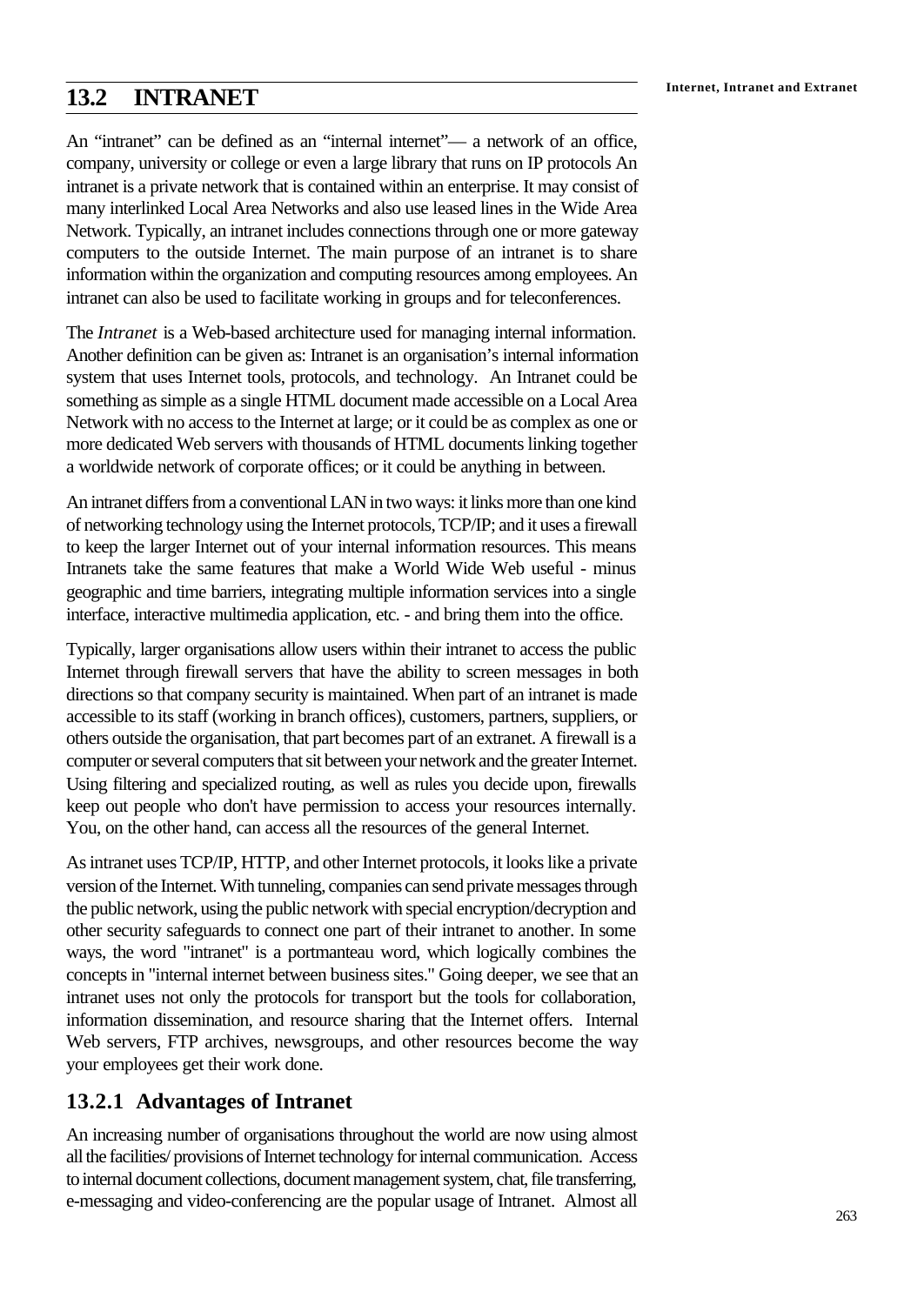## 13.2 INTRANET

An "intranet" can be defined as an "internal internet"— a network of an office, company, university or college or even a large library that runs on IP protocols An intranet is a private network that is contained within an enterprise. It may consist of many interlinked Local Area Networks and also use leased lines in the Wide Area Network. Typically, an intranet includes connections through one or more gateway computers to the outside Internet. The main purpose of an intranet is to share information within the organization and computing resources among employees. An intranet can also be used to facilitate working in groups and for teleconferences.

The *Intranet* is a Web-based architecture used for managing internal information. Another definition can be given as: Intranet is an organisation's internal information system that uses Internet tools, protocols, and technology. An Intranet could be something as simple as a single HTML document made accessible on a Local Area Network with no access to the Internet at large; or it could be as complex as one or more dedicated Web servers with thousands of HTML documents linking together a worldwide network of corporate offices; or it could be anything in between.

An intranet differs from a conventional LAN in two ways: it links more than one kind of networking technology using the Internet protocols, TCP/IP; and it uses a firewall to keep the larger Internet out of your internal information resources. This means Intranets take the same features that make a World Wide Web useful - minus geographic and time barriers, integrating multiple information services into a single interface, interactive multimedia application, etc. - and bring them into the office.

Typically, larger organisations allow users within their intranet to access the public Internet through firewall servers that have the ability to screen messages in both directions so that company security is maintained. When part of an intranet is made accessible to its staff (working in branch offices), customers, partners, suppliers, or others outside the organisation, that part becomes part of an extranet. A firewall is a computer or several computers that sit between your network and the greater Internet. Using filtering and specialized routing, as well as rules you decide upon, firewalls keep out people who don't have permission to access your resources internally. You, on the other hand, can access all the resources of the general Internet.

As intranet uses TCP/IP, HTTP, and other Internet protocols, it looks like a private version of the Internet. With tunneling, companies can send private messages through the public network, using the public network with special encryption/decryption and other security safeguards to connect one part of their intranet to another. In some ways, the word "intranet" is a portmanteau word, which logically combines the concepts in "internal internet between business sites." Going deeper, we see that an intranet uses not only the protocols for transport but the tools for collaboration, information dissemination, and resource sharing that the Internet offers. Internal Web servers, FTP archives, newsgroups, and other resources become the way your employees get their work done.

### 13.2.1 Advantages of Intranet

An increasing number of organisations throughout the world are now using almost all the facilities/ provisions of Internet technology for internal communication. Access to internal document collections, document management system, chat, file transferring, e-messaging and video-conferencing are the popular usage of Intranet. Almost all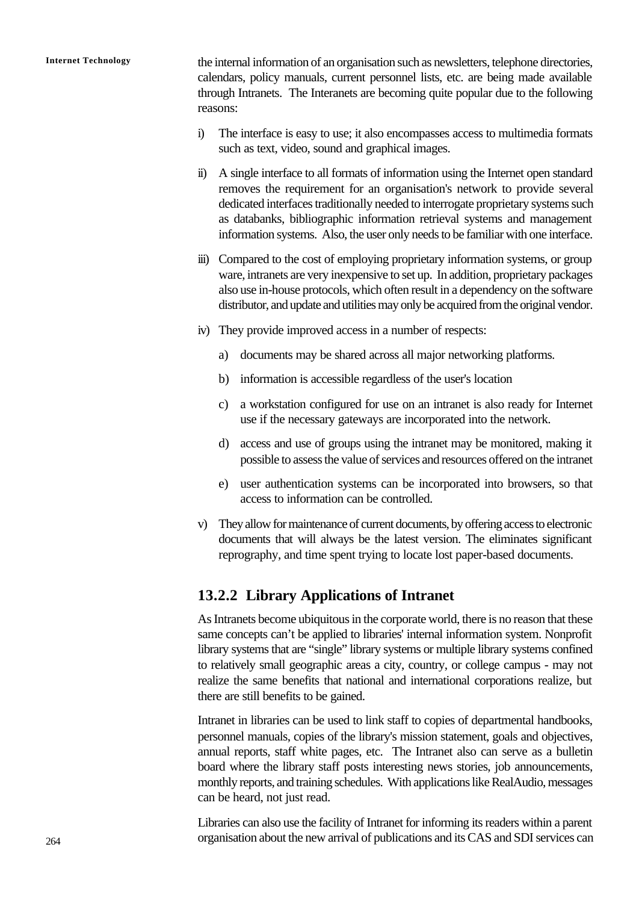the internal information of an organisation such as newsletters, telephone directories, calendars, policy manuals, current personnel lists, etc. are being made available through Intranets. The Interanets are becoming quite popular due to the following reasons:

i) The interface is easy to use; it also encompasses access to multimedia formats such as text, video, sound and graphical images.

ii) A single interface to all formats of information using the Internet open standard removes the requirement for an organisation's network to provide several dedicated interfaces traditionally needed to interrogate proprietary systems such as databanks, bibliographic information retrieval systems and management information systems. Also, the user only needs to be familiar with one interface.

iii) Compared to the cost of employing proprietary information systems, or group ware, intranets are very inexpensive to set up. In addition, proprietary packages also use in-house protocols, which often result in a dependency on the software distributor, and update and utilities may only be acquired from the original vendor.

iv) They provide improved access in a number of respects:

   a) documents may be shared across all major networking platforms.

   b) information is accessible regardless of the user's location

   c) a workstation configured for use on an intranet is also ready for Internet use if the necessary gateways are incorporated into the network.

   d) access and use of groups using the intranet may be monitored, making it possible to assess the value of services and resources offered on the intranet

   e) user authentication systems can be incorporated into browsers, so that access to information can be controlled.

v) They allow for maintenance of current documents, by offering access to electronic documents that will always be the latest version. The eliminates significant reprography, and time spent trying to locate lost paper-based documents.

### 13.2.2 Library Applications of Intranet

As Intranets become ubiquitous in the corporate world, there is no reason that these same concepts can't be applied to libraries' internal information system. Nonprofit library systems that are "single" library systems or multiple library systems confined to relatively small geographic areas a city, country, or college campus - may not realize the same benefits that national and international corporations realize, but there are still benefits to be gained.

Intranet in libraries can be used to link staff to copies of departmental handbooks, personnel manuals, copies of the library's mission statement, goals and objectives, annual reports, staff white pages, etc. The Intranet also can serve as a bulletin board where the library staff posts interesting news stories, job announcements, monthly reports, and training schedules. With applications like RealAudio, messages can be heard, not just read.

Libraries can also use the facility of Intranet for informing its readers within a parent organisation about the new arrival of publications and its CAS and SDI services can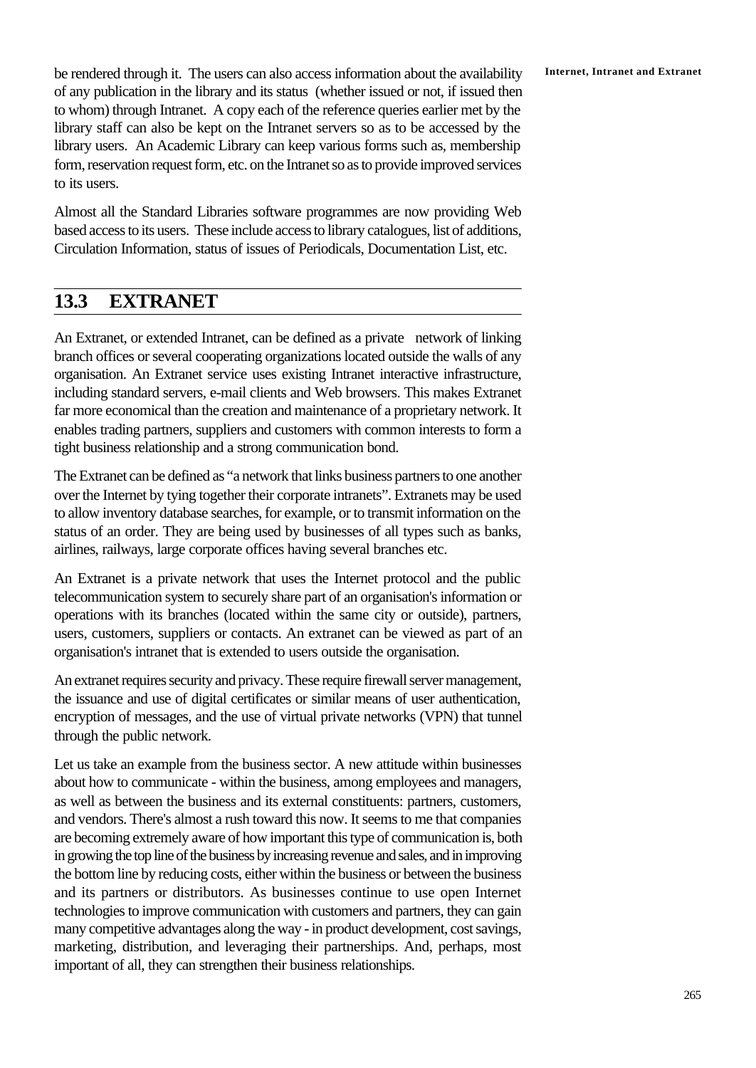be rendered through it. The users can also access information about the availability of any publication in the library and its status (whether issued or not, if issued then to whom) through Intranet. A copy each of the reference queries earlier met by the library staff can also be kept on the Intranet servers so as to be accessed by the library users. An Academic Library can keep various forms such as, membership form, reservation request form, etc. on the Intranet so as to provide improved services to its users.

Almost all the Standard Libraries software programmes are now providing Web based access to its users. These include access to library catalogues, list of additions, Circulation Information, status of issues of Periodicals, Documentation List, etc.

## 13.3 EXTRANET

An Extranet, or extended Intranet, can be defined as a private network of linking branch offices or several cooperating organizations located outside the walls of any organisation. An Extranet service uses existing Intranet interactive infrastructure, including standard servers, e-mail clients and Web browsers. This makes Extranet far more economical than the creation and maintenance of a proprietary network. It enables trading partners, suppliers and customers with common interests to form a tight business relationship and a strong communication bond.

The Extranet can be defined as "a network that links business partners to one another over the Internet by tying together their corporate intranets". Extranets may be used to allow inventory database searches, for example, or to transmit information on the status of an order. They are being used by businesses of all types such as banks, airlines, railways, large corporate offices having several branches etc.

An Extranet is a private network that uses the Internet protocol and the public telecommunication system to securely share part of an organisation's information or operations with its branches (located within the same city or outside), partners, users, customers, suppliers or contacts. An extranet can be viewed as part of an organisation's intranet that is extended to users outside the organisation.

An extranet requires security and privacy. These require firewall server management, the issuance and use of digital certificates or similar means of user authentication, encryption of messages, and the use of virtual private networks (VPN) that tunnel through the public network.

Let us take an example from the business sector. A new attitude within businesses about how to communicate - within the business, among employees and managers, as well as between the business and its external constituents: partners, customers, and vendors. There's almost a rush toward this now. It seems to me that companies are becoming extremely aware of how important this type of communication is, both in growing the top line of the business by increasing revenue and sales, and in improving the bottom line by reducing costs, either within the business or between the business and its partners or distributors. As businesses continue to use open Internet technologies to improve communication with customers and partners, they can gain many competitive advantages along the way - in product development, cost savings, marketing, distribution, and leveraging their partnerships. And, perhaps, most important of all, they can strengthen their business relationships.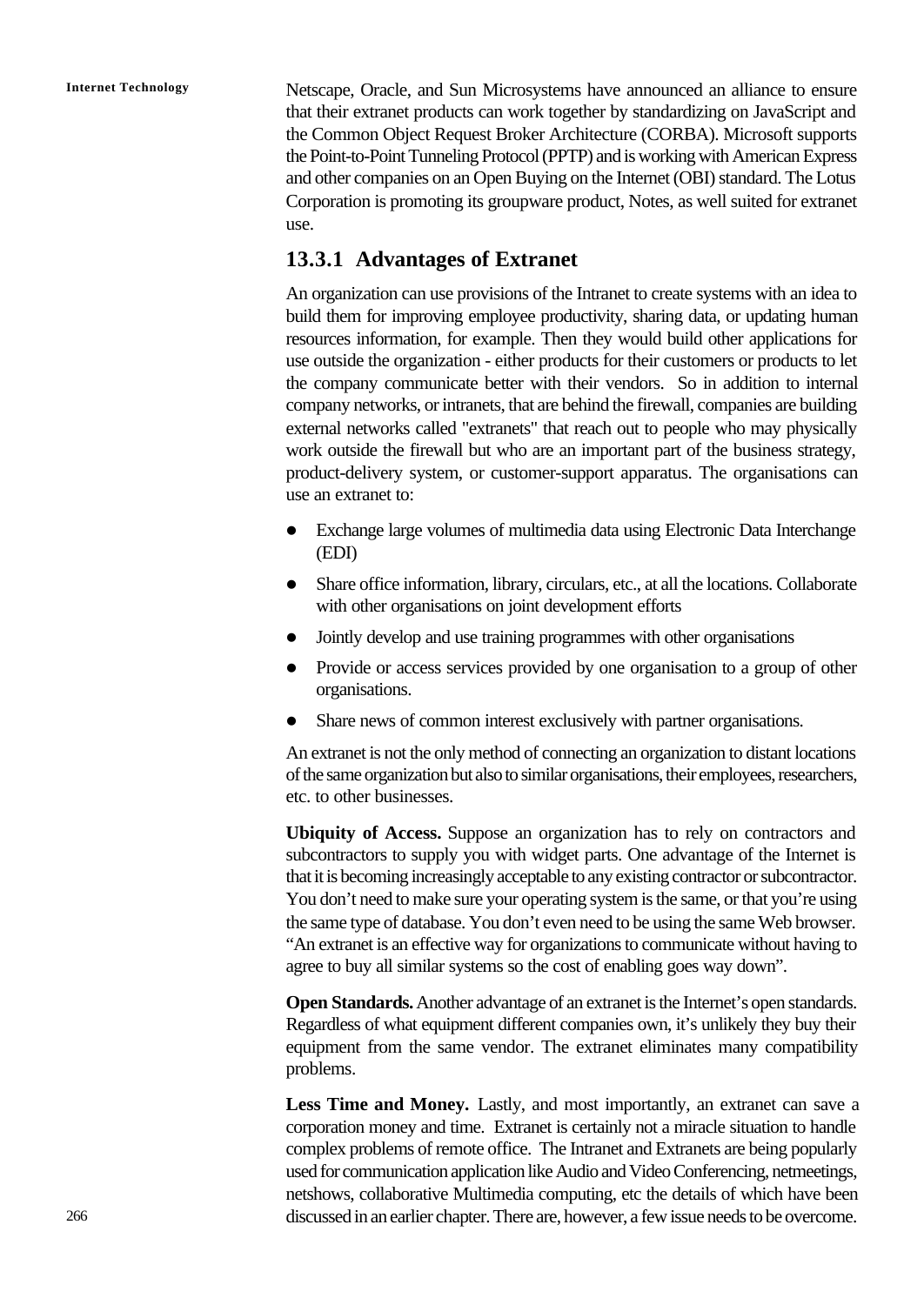Netscape, Oracle, and Sun Microsystems have announced an alliance to ensure that their extranet products can work together by standardizing on JavaScript and the Common Object Request Broker Architecture (CORBA). Microsoft supports the Point-to-Point Tunneling Protocol (PPTP) and is working with American Express and other companies on an Open Buying on the Internet (OBI) standard. The Lotus Corporation is promoting its groupware product, Notes, as well suited for extranet use.

### 13.3.1 Advantages of Extranet

An organization can use provisions of the Intranet to create systems with an idea to build them for improving employee productivity, sharing data, or updating human resources information, for example. Then they would build other applications for use outside the organization - either products for their customers or products to let the company communicate better with their vendors. So in addition to internal company networks, or intranets, that are behind the firewall, companies are building external networks called "extranets" that reach out to people who may physically work outside the firewall but who are an important part of the business strategy, product-delivery system, or customer-support apparatus. The organisations can use an extranet to:

- Exchange large volumes of multimedia data using Electronic Data Interchange (EDI)
- Share office information, library, circulars, etc., at all the locations. Collaborate with other organisations on joint development efforts
- Jointly develop and use training programmes with other organisations
- Provide or access services provided by one organisation to a group of other organisations.
- Share news of common interest exclusively with partner organisations.

An extranet is not the only method of connecting an organization to distant locations of the same organization but also to similar organisations, their employees, researchers, etc. to other businesses.

**Ubiquity of Access.** Suppose an organization has to rely on contractors and subcontractors to supply you with widget parts. One advantage of the Internet is that it is becoming increasingly acceptable to any existing contractor or subcontractor. You don't need to make sure your operating system is the same, or that you're using the same type of database. You don't even need to be using the same Web browser. "An extranet is an effective way for organizations to communicate without having to agree to buy all similar systems so the cost of enabling goes way down".

**Open Standards.** Another advantage of an extranet is the Internet's open standards. Regardless of what equipment different companies own, it's unlikely they buy their equipment from the same vendor. The extranet eliminates many compatibility problems.

**Less Time and Money.** Lastly, and most importantly, an extranet can save a corporation money and time. Extranet is certainly not a miracle situation to handle complex problems of remote office. The Intranet and Extranets are being popularly used for communication application like Audio and Video Conferencing, netmeetings, netshows, collaborative Multimedia computing, etc the details of which have been discussed in an earlier chapter. There are, however, a few issue needs to be overcome.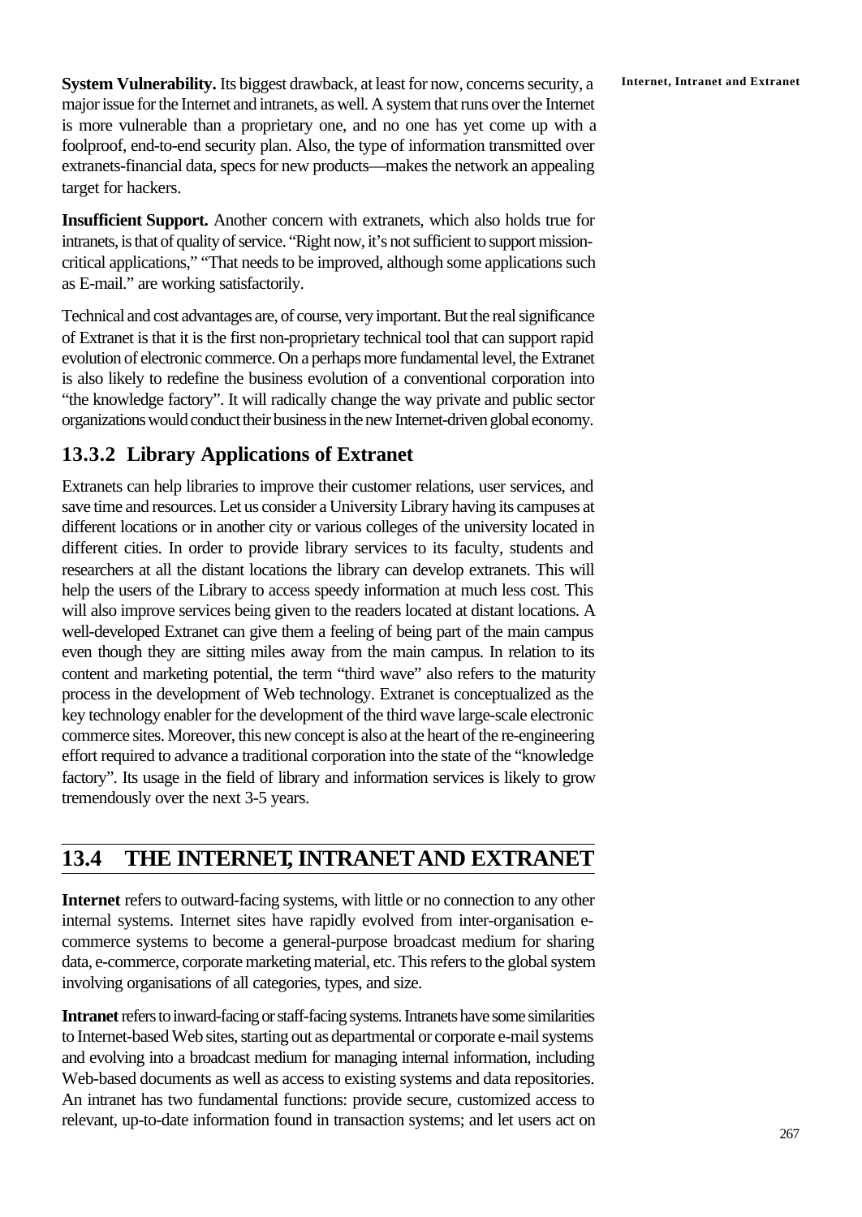**System Vulnerability.** Its biggest drawback, at least for now, concerns security, a major issue for the Internet and intranets, as well. A system that runs over the Internet is more vulnerable than a proprietary one, and no one has yet come up with a foolproof, end-to-end security plan. Also, the type of information transmitted over extranets-financial data, specs for new products—makes the network an appealing target for hackers.

**Insufficient Support.** Another concern with extranets, which also holds true for intranets, is that of quality of service. "Right now, it's not sufficient to support mission-critical applications," "That needs to be improved, although some applications such as E-mail." are working satisfactorily.

Technical and cost advantages are, of course, very important. But the real significance of Extranet is that it is the first non-proprietary technical tool that can support rapid evolution of electronic commerce. On a perhaps more fundamental level, the Extranet is also likely to redefine the business evolution of a conventional corporation into "the knowledge factory". It will radically change the way private and public sector organizations would conduct their business in the new Internet-driven global economy.

### 13.3.2 Library Applications of Extranet

Extranets can help libraries to improve their customer relations, user services, and save time and resources. Let us consider a University Library having its campuses at different locations or in another city or various colleges of the university located in different cities. In order to provide library services to its faculty, students and researchers at all the distant locations the library can develop extranets. This will help the users of the Library to access speedy information at much less cost. This will also improve services being given to the readers located at distant locations. A well-developed Extranet can give them a feeling of being part of the main campus even though they are sitting miles away from the main campus. In relation to its content and marketing potential, the term "third wave" also refers to the maturity process in the development of Web technology. Extranet is conceptualized as the key technology enabler for the development of the third wave large-scale electronic commerce sites. Moreover, this new concept is also at the heart of the re-engineering effort required to advance a traditional corporation into the state of the "knowledge factory". Its usage in the field of library and information services is likely to grow tremendously over the next 3-5 years.

## 13.4 THE INTERNET, INTRANET AND EXTRANET

**Internet** refers to outward-facing systems, with little or no connection to any other internal systems. Internet sites have rapidly evolved from inter-organisation e-commerce systems to become a general-purpose broadcast medium for sharing data, e-commerce, corporate marketing material, etc. This refers to the global system involving organisations of all categories, types, and size.

**Intranet** refers to inward-facing or staff-facing systems. Intranets have some similarities to Internet-based Web sites, starting out as departmental or corporate e-mail systems and evolving into a broadcast medium for managing internal information, including Web-based documents as well as access to existing systems and data repositories. An intranet has two fundamental functions: provide secure, customized access to relevant, up-to-date information found in transaction systems; and let users act on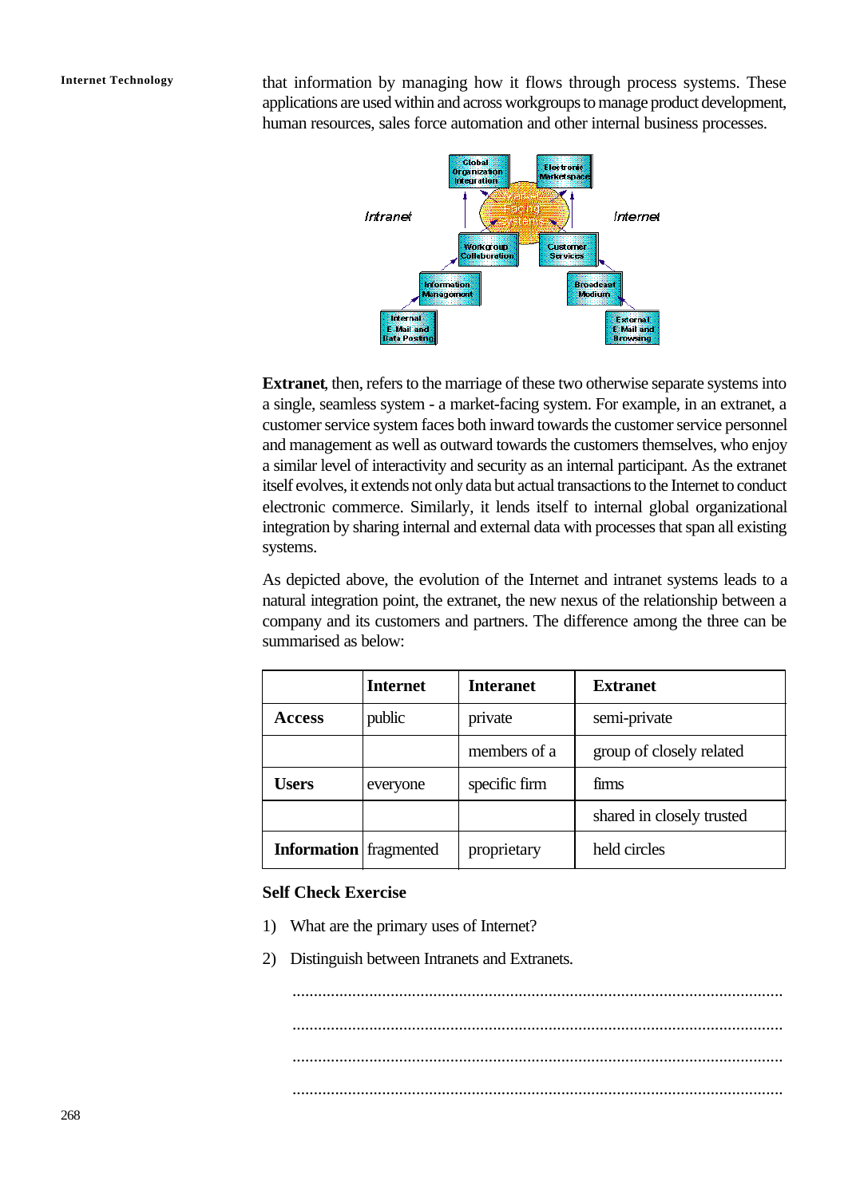that information by managing how it flows through process systems. These applications are used within and across workgroups to manage product development, human resources, sales force automation and other internal business processes.

**Extranet**, then, refers to the marriage of these two otherwise separate systems into a single, seamless system - a market-facing system. For example, in an extranet, a customer service system faces both inward towards the customer service personnel and management as well as outward towards the customers themselves, who enjoy a similar level of interactivity and security as an internal participant. As the extranet itself evolves, it extends not only data but actual transactions to the Internet to conduct electronic commerce. Similarly, it lends itself to internal global organizational integration by sharing internal and external data with processes that span all existing systems.

As depicted above, the evolution of the Internet and intranet systems leads to a natural integration point, the extranet, the new nexus of the relationship between a company and its customers and partners. The difference among the three can be summarised as below:

| | **Internet** | **Interanet** | **Extranet** |
|---|---|---|---|
| **Access** | public | private | semi-private |
| | | members of a | group of closely related |
| **Users** | everyone | specific firm | firms |
| | | | shared in closely trusted |
| **Information** | fragmented | proprietary | held circles |

**Self Check Exercise**

1) What are the primary uses of Internet?

2) Distinguish between Intranets and Extranets.

..................................................................................................................

..................................................................................................................

..................................................................................................................

..................................................................................................................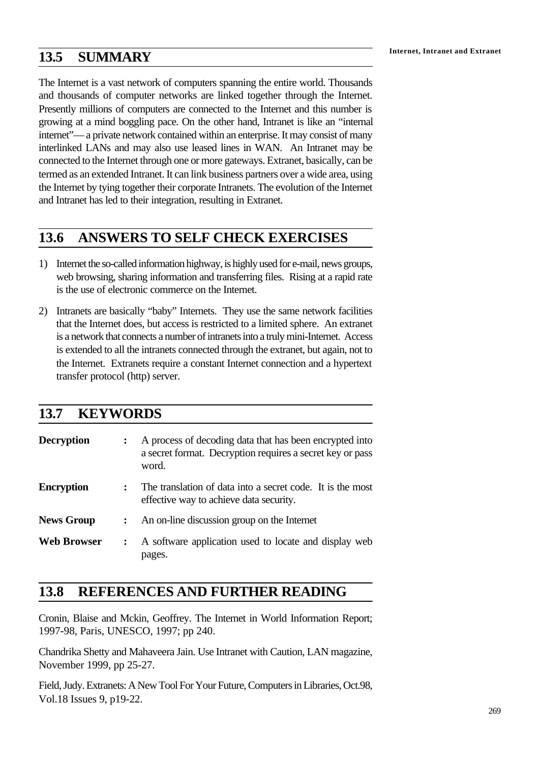## 13.5 SUMMARY

The Internet is a vast network of computers spanning the entire world. Thousands and thousands of computer networks are linked together through the Internet. Presently millions of computers are connected to the Internet and this number is growing at a mind boggling pace. On the other hand, Intranet is like an "internal internet"— a private network contained within an enterprise. It may consist of many interlinked LANs and may also use leased lines in WAN. An Intranet may be connected to the Internet through one or more gateways. Extranet, basically, can be termed as an extended Intranet. It can link business partners over a wide area, using the Internet by tying together their corporate Intranets. The evolution of the Internet and Intranet has led to their integration, resulting in Extranet.

## 13.6 ANSWERS TO SELF CHECK EXERCISES

1) Internet the so-called information highway, is highly used for e-mail, news groups, web browsing, sharing information and transferring files. Rising at a rapid rate is the use of electronic commerce on the Internet.

2) Intranets are basically "baby" Internets. They use the same network facilities that the Internet does, but access is restricted to a limited sphere. An extranet is a network that connects a number of intranets into a truly mini-Internet. Access is extended to all the intranets connected through the extranet, but again, not to the Internet. Extranets require a constant Internet connection and a hypertext transfer protocol (http) server.

## 13.7 KEYWORDS

**Decryption** : A process of decoding data that has been encrypted into a secret format. Decryption requires a secret key or pass word.

**Encryption** : The translation of data into a secret code. It is the most effective way to achieve data security.

**News Group** : An on-line discussion group on the Internet

**Web Browser** : A software application used to locate and display web pages.

## 13.8 REFERENCES AND FURTHER READING

Cronin, Blaise and Mckin, Geoffrey. The Internet in World Information Report; 1997-98, Paris, UNESCO, 1997; pp 240.

Chandrika Shetty and Mahaveera Jain. Use Intranet with Caution, LAN magazine, November 1999, pp 25-27.

Field, Judy. Extranets: A New Tool For Your Future, Computers in Libraries, Oct.98, Vol.18 Issues 9, p19-22.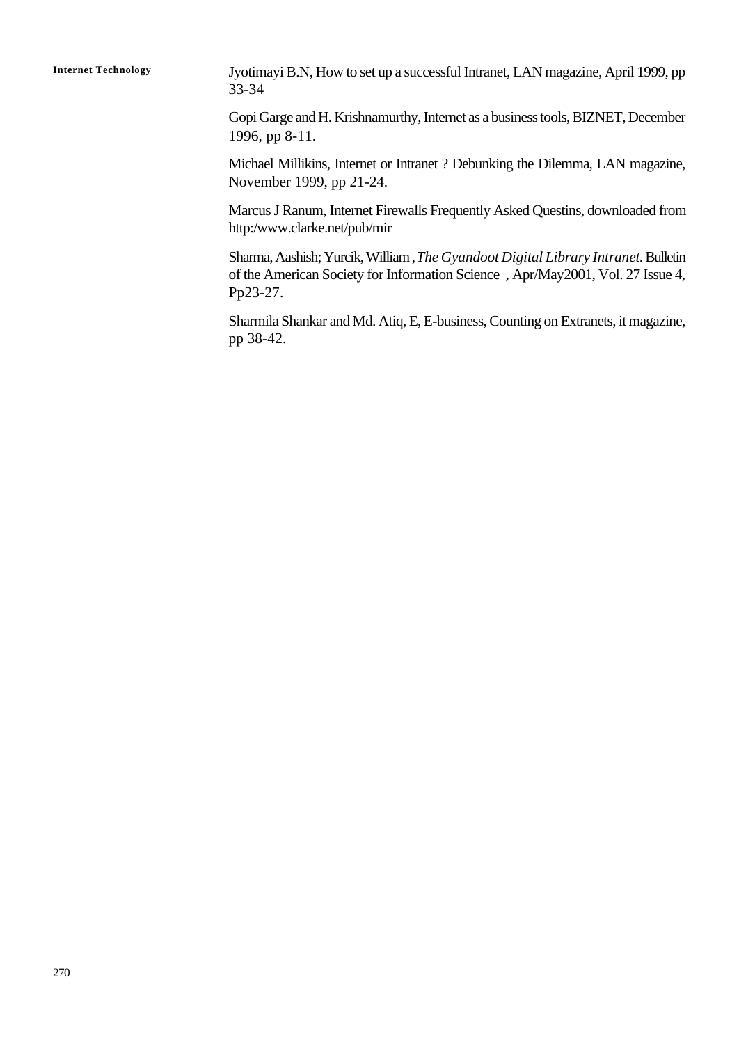Jyotimayi B.N, How to set up a successful Intranet, LAN magazine, April 1999, pp 33-34

Gopi Garge and H. Krishnamurthy, Internet as a business tools, BIZNET, December 1996, pp 8-11.

Michael Millikins, Internet or Intranet ? Debunking the Dilemma, LAN magazine, November 1999, pp 21-24.

Marcus J Ranum, Internet Firewalls Frequently Asked Questins, downloaded from http:/www.clarke.net/pub/mir

Sharma, Aashish; Yurcik, William , *The Gyandoot Digital Library Intranet*. Bulletin of the American Society for Information Science , Apr/May2001, Vol. 27 Issue 4, Pp23-27.

Sharmila Shankar and Md. Atiq, E, E-business, Counting on Extranets, it magazine, pp 38-42.